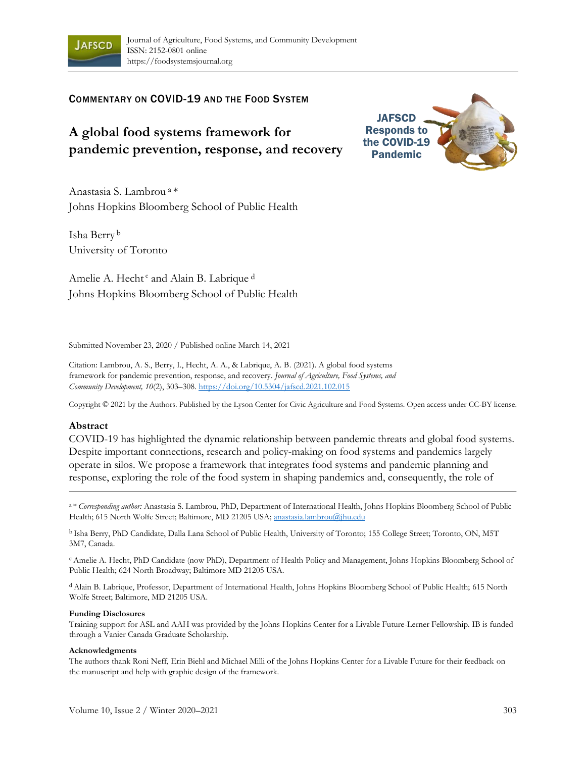Journal of Agriculture, Food Systems, and Community Development
ISSN: 2152-0801 online
https://foodsystemsjournal.org

COMMENTARY ON COVID-19 AND THE FOOD SYSTEM

# A global food systems framework for pandemic prevention, response, and recovery

JAFSCD Responds to the COVID-19 Pandemic

Anastasia S. Lambrou [a] *
Johns Hopkins Bloomberg School of Public Health

Isha Berry [b]
University of Toronto

Amelie A. Hecht [c] and Alain B. Labrique [d]
Johns Hopkins Bloomberg School of Public Health

Submitted November 23, 2020 / Published online March 14, 2021

Citation: Lambrou, A. S., Berry, I., Hecht, A. A., & Labrique, A. B. (2021). A global food systems framework for pandemic prevention, response, and recovery. *Journal of Agriculture, Food Systems, and Community Development, 10*(2), 303–308. https://doi.org/10.5304/jafscd.2021.102.015

Copyright © 2021 by the Authors. Published by the Lyson Center for Civic Agriculture and Food Systems. Open access under CC-BY license.

## Abstract

COVID-19 has highlighted the dynamic relationship between pandemic threats and global food systems. Despite important connections, research and policy-making on food systems and pandemics largely operate in silos. We propose a framework that integrates food systems and pandemic planning and response, exploring the role of the food system in shaping pandemics and, consequently, the role of

---

[a] * *Corresponding author:* Anastasia S. Lambrou, PhD, Department of International Health, Johns Hopkins Bloomberg School of Public Health; 615 North Wolfe Street; Baltimore, MD 21205 USA; anastasia.lambrou@jhu.edu

[b] Isha Berry, PhD Candidate, Dalla Lana School of Public Health, University of Toronto; 155 College Street; Toronto, ON, M5T 3M7, Canada.

[c] Amelie A. Hecht, PhD Candidate (now PhD), Department of Health Policy and Management, Johns Hopkins Bloomberg School of Public Health; 624 North Broadway; Baltimore MD 21205 USA.

[d] Alain B. Labrique, Professor, Department of International Health, Johns Hopkins Bloomberg School of Public Health; 615 North Wolfe Street; Baltimore, MD 21205 USA.

**Funding Disclosures**

Training support for ASL and AAH was provided by the Johns Hopkins Center for a Livable Future-Lerner Fellowship. IB is funded through a Vanier Canada Graduate Scholarship.

**Acknowledgments**

The authors thank Roni Neff, Erin Biehl and Michael Milli of the Johns Hopkins Center for a Livable Future for their feedback on the manuscript and help with graphic design of the framework.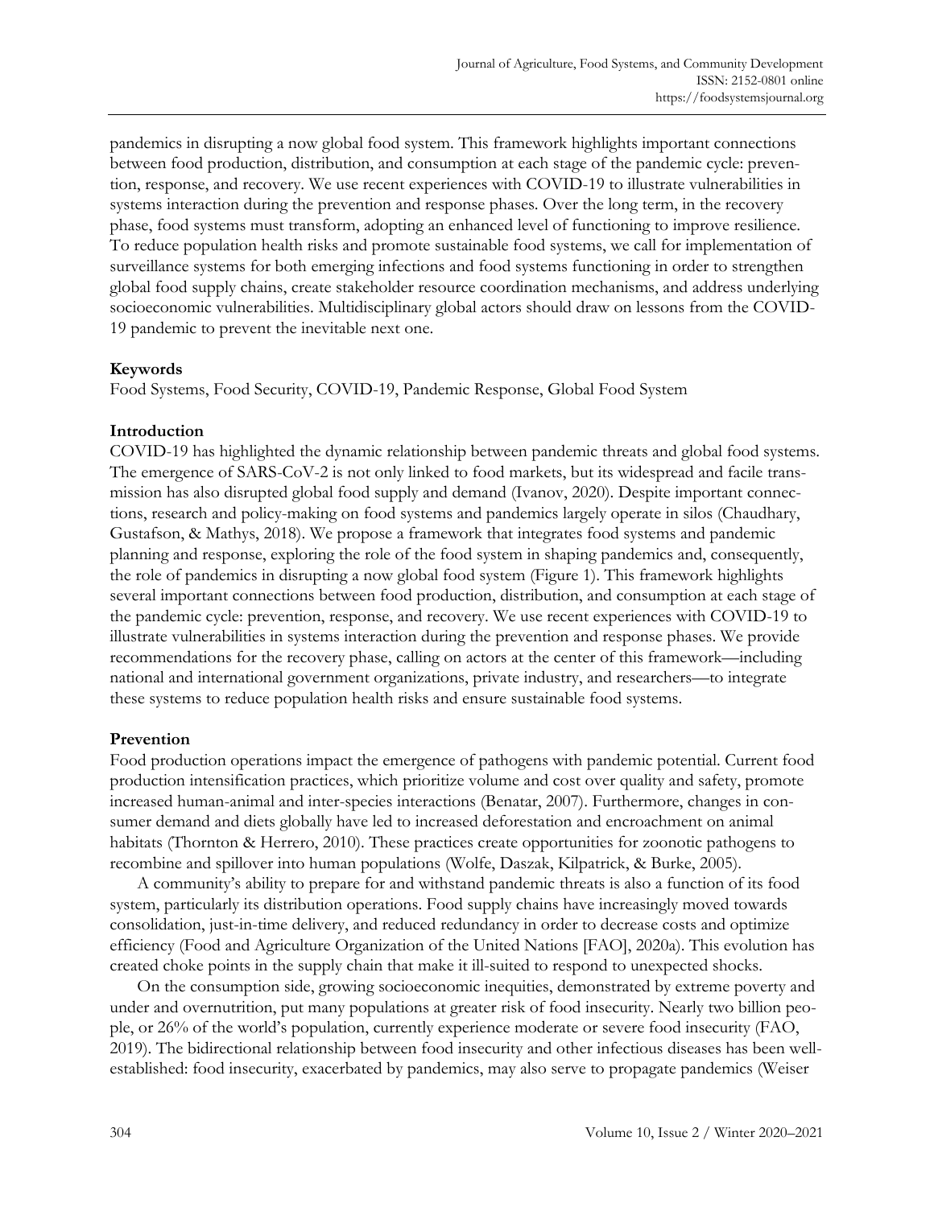pandemics in disrupting a now global food system. This framework highlights important connections between food production, distribution, and consumption at each stage of the pandemic cycle: prevention, response, and recovery. We use recent experiences with COVID-19 to illustrate vulnerabilities in systems interaction during the prevention and response phases. Over the long term, in the recovery phase, food systems must transform, adopting an enhanced level of functioning to improve resilience. To reduce population health risks and promote sustainable food systems, we call for implementation of surveillance systems for both emerging infections and food systems functioning in order to strengthen global food supply chains, create stakeholder resource coordination mechanisms, and address underlying socioeconomic vulnerabilities. Multidisciplinary global actors should draw on lessons from the COVID-19 pandemic to prevent the inevitable next one.

**Keywords**

Food Systems, Food Security, COVID-19, Pandemic Response, Global Food System

## Introduction

COVID-19 has highlighted the dynamic relationship between pandemic threats and global food systems. The emergence of SARS-CoV-2 is not only linked to food markets, but its widespread and facile transmission has also disrupted global food supply and demand (Ivanov, 2020). Despite important connections, research and policy-making on food systems and pandemics largely operate in silos (Chaudhary, Gustafson, & Mathys, 2018). We propose a framework that integrates food systems and pandemic planning and response, exploring the role of the food system in shaping pandemics and, consequently, the role of pandemics in disrupting a now global food system (Figure 1). This framework highlights several important connections between food production, distribution, and consumption at each stage of the pandemic cycle: prevention, response, and recovery. We use recent experiences with COVID-19 to illustrate vulnerabilities in systems interaction during the prevention and response phases. We provide recommendations for the recovery phase, calling on actors at the center of this framework—including national and international government organizations, private industry, and researchers—to integrate these systems to reduce population health risks and ensure sustainable food systems.

## Prevention

Food production operations impact the emergence of pathogens with pandemic potential. Current food production intensification practices, which prioritize volume and cost over quality and safety, promote increased human-animal and inter-species interactions (Benatar, 2007). Furthermore, changes in consumer demand and diets globally have led to increased deforestation and encroachment on animal habitats (Thornton & Herrero, 2010). These practices create opportunities for zoonotic pathogens to recombine and spillover into human populations (Wolfe, Daszak, Kilpatrick, & Burke, 2005).

A community's ability to prepare for and withstand pandemic threats is also a function of its food system, particularly its distribution operations. Food supply chains have increasingly moved towards consolidation, just-in-time delivery, and reduced redundancy in order to decrease costs and optimize efficiency (Food and Agriculture Organization of the United Nations [FAO], 2020a). This evolution has created choke points in the supply chain that make it ill-suited to respond to unexpected shocks.

On the consumption side, growing socioeconomic inequities, demonstrated by extreme poverty and under and overnutrition, put many populations at greater risk of food insecurity. Nearly two billion people, or 26% of the world's population, currently experience moderate or severe food insecurity (FAO, 2019). The bidirectional relationship between food insecurity and other infectious diseases has been well-established: food insecurity, exacerbated by pandemics, may also serve to propagate pandemics (Weiser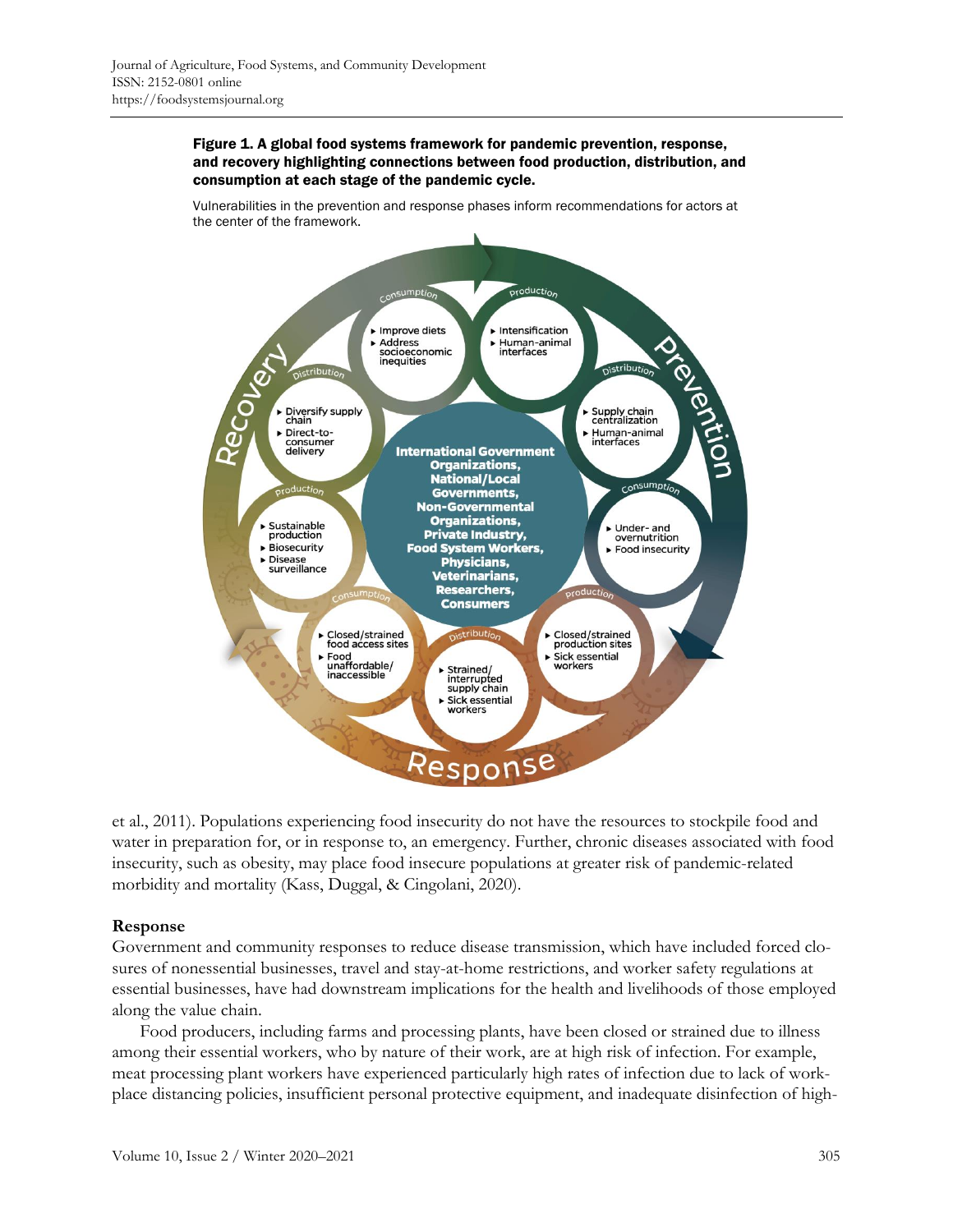**Figure 1. A global food systems framework for pandemic prevention, response, and recovery highlighting connections between food production, distribution, and consumption at each stage of the pandemic cycle.**

Vulnerabilities in the prevention and response phases inform recommendations for actors at the center of the framework.

et al., 2011). Populations experiencing food insecurity do not have the resources to stockpile food and water in preparation for, or in response to, an emergency. Further, chronic diseases associated with food insecurity, such as obesity, may place food insecure populations at greater risk of pandemic-related morbidity and mortality (Kass, Duggal, & Cingolani, 2020).

### Response

Government and community responses to reduce disease transmission, which have included forced closures of nonessential businesses, travel and stay-at-home restrictions, and worker safety regulations at essential businesses, have had downstream implications for the health and livelihoods of those employed along the value chain.

Food producers, including farms and processing plants, have been closed or strained due to illness among their essential workers, who by nature of their work, are at high risk of infection. For example, meat processing plant workers have experienced particularly high rates of infection due to lack of workplace distancing policies, insufficient personal protective equipment, and inadequate disinfection of high-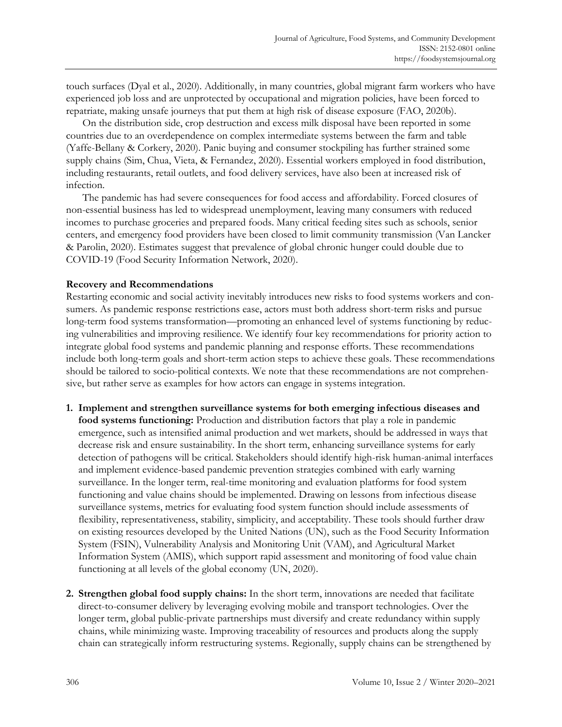touch surfaces (Dyal et al., 2020). Additionally, in many countries, global migrant farm workers who have experienced job loss and are unprotected by occupational and migration policies, have been forced to repatriate, making unsafe journeys that put them at high risk of disease exposure (FAO, 2020b).

On the distribution side, crop destruction and excess milk disposal have been reported in some countries due to an overdependence on complex intermediate systems between the farm and table (Yaffe-Bellany & Corkery, 2020). Panic buying and consumer stockpiling has further strained some supply chains (Sim, Chua, Vieta, & Fernandez, 2020). Essential workers employed in food distribution, including restaurants, retail outlets, and food delivery services, have also been at increased risk of infection.

The pandemic has had severe consequences for food access and affordability. Forced closures of non-essential business has led to widespread unemployment, leaving many consumers with reduced incomes to purchase groceries and prepared foods. Many critical feeding sites such as schools, senior centers, and emergency food providers have been closed to limit community transmission (Van Lancker & Parolin, 2020). Estimates suggest that prevalence of global chronic hunger could double due to COVID-19 (Food Security Information Network, 2020).

**Recovery and Recommendations**

Restarting economic and social activity inevitably introduces new risks to food systems workers and consumers. As pandemic response restrictions ease, actors must both address short-term risks and pursue long-term food systems transformation—promoting an enhanced level of systems functioning by reducing vulnerabilities and improving resilience. We identify four key recommendations for priority action to integrate global food systems and pandemic planning and response efforts. These recommendations include both long-term goals and short-term action steps to achieve these goals. These recommendations should be tailored to socio-political contexts. We note that these recommendations are not comprehensive, but rather serve as examples for how actors can engage in systems integration.

1. **Implement and strengthen surveillance systems for both emerging infectious diseases and food systems functioning:** Production and distribution factors that play a role in pandemic emergence, such as intensified animal production and wet markets, should be addressed in ways that decrease risk and ensure sustainability. In the short term, enhancing surveillance systems for early detection of pathogens will be critical. Stakeholders should identify high-risk human-animal interfaces and implement evidence-based pandemic prevention strategies combined with early warning surveillance. In the longer term, real-time monitoring and evaluation platforms for food system functioning and value chains should be implemented. Drawing on lessons from infectious disease surveillance systems, metrics for evaluating food system function should include assessments of flexibility, representativeness, stability, simplicity, and acceptability. These tools should further draw on existing resources developed by the United Nations (UN), such as the Food Security Information System (FSIN), Vulnerability Analysis and Monitoring Unit (VAM), and Agricultural Market Information System (AMIS), which support rapid assessment and monitoring of food value chain functioning at all levels of the global economy (UN, 2020).

2. **Strengthen global food supply chains:** In the short term, innovations are needed that facilitate direct-to-consumer delivery by leveraging evolving mobile and transport technologies. Over the longer term, global public-private partnerships must diversify and create redundancy within supply chains, while minimizing waste. Improving traceability of resources and products along the supply chain can strategically inform restructuring systems. Regionally, supply chains can be strengthened by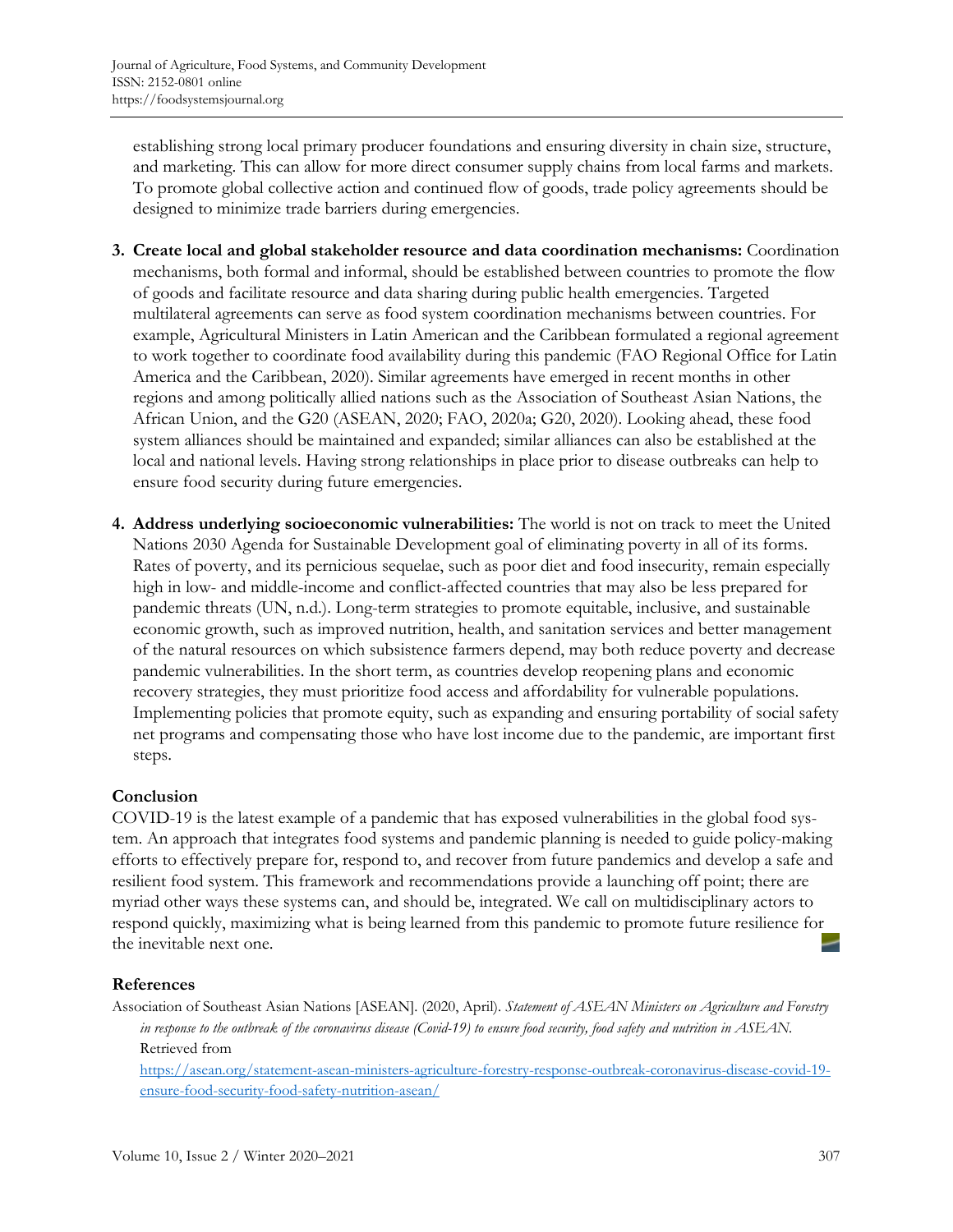establishing strong local primary producer foundations and ensuring diversity in chain size, structure, and marketing. This can allow for more direct consumer supply chains from local farms and markets. To promote global collective action and continued flow of goods, trade policy agreements should be designed to minimize trade barriers during emergencies.

3. **Create local and global stakeholder resource and data coordination mechanisms:** Coordination mechanisms, both formal and informal, should be established between countries to promote the flow of goods and facilitate resource and data sharing during public health emergencies. Targeted multilateral agreements can serve as food system coordination mechanisms between countries. For example, Agricultural Ministers in Latin American and the Caribbean formulated a regional agreement to work together to coordinate food availability during this pandemic (FAO Regional Office for Latin America and the Caribbean, 2020). Similar agreements have emerged in recent months in other regions and among politically allied nations such as the Association of Southeast Asian Nations, the African Union, and the G20 (ASEAN, 2020; FAO, 2020a; G20, 2020). Looking ahead, these food system alliances should be maintained and expanded; similar alliances can also be established at the local and national levels. Having strong relationships in place prior to disease outbreaks can help to ensure food security during future emergencies.

4. **Address underlying socioeconomic vulnerabilities:** The world is not on track to meet the United Nations 2030 Agenda for Sustainable Development goal of eliminating poverty in all of its forms. Rates of poverty, and its pernicious sequelae, such as poor diet and food insecurity, remain especially high in low- and middle-income and conflict-affected countries that may also be less prepared for pandemic threats (UN, n.d.). Long-term strategies to promote equitable, inclusive, and sustainable economic growth, such as improved nutrition, health, and sanitation services and better management of the natural resources on which subsistence farmers depend, may both reduce poverty and decrease pandemic vulnerabilities. In the short term, as countries develop reopening plans and economic recovery strategies, they must prioritize food access and affordability for vulnerable populations. Implementing policies that promote equity, such as expanding and ensuring portability of social safety net programs and compensating those who have lost income due to the pandemic, are important first steps.

## Conclusion

COVID-19 is the latest example of a pandemic that has exposed vulnerabilities in the global food system. An approach that integrates food systems and pandemic planning is needed to guide policy-making efforts to effectively prepare for, respond to, and recover from future pandemics and develop a safe and resilient food system. This framework and recommendations provide a launching off point; there are myriad other ways these systems can, and should be, integrated. We call on multidisciplinary actors to respond quickly, maximizing what is being learned from this pandemic to promote future resilience for the inevitable next one.

## References

Association of Southeast Asian Nations [ASEAN]. (2020, April). *Statement of ASEAN Ministers on Agriculture and Forestry in response to the outbreak of the coronavirus disease (Covid-19) to ensure food security, food safety and nutrition in ASEAN.* Retrieved from https://asean.org/statement-asean-ministers-agriculture-forestry-response-outbreak-coronavirus-disease-covid-19-ensure-food-security-food-safety-nutrition-asean/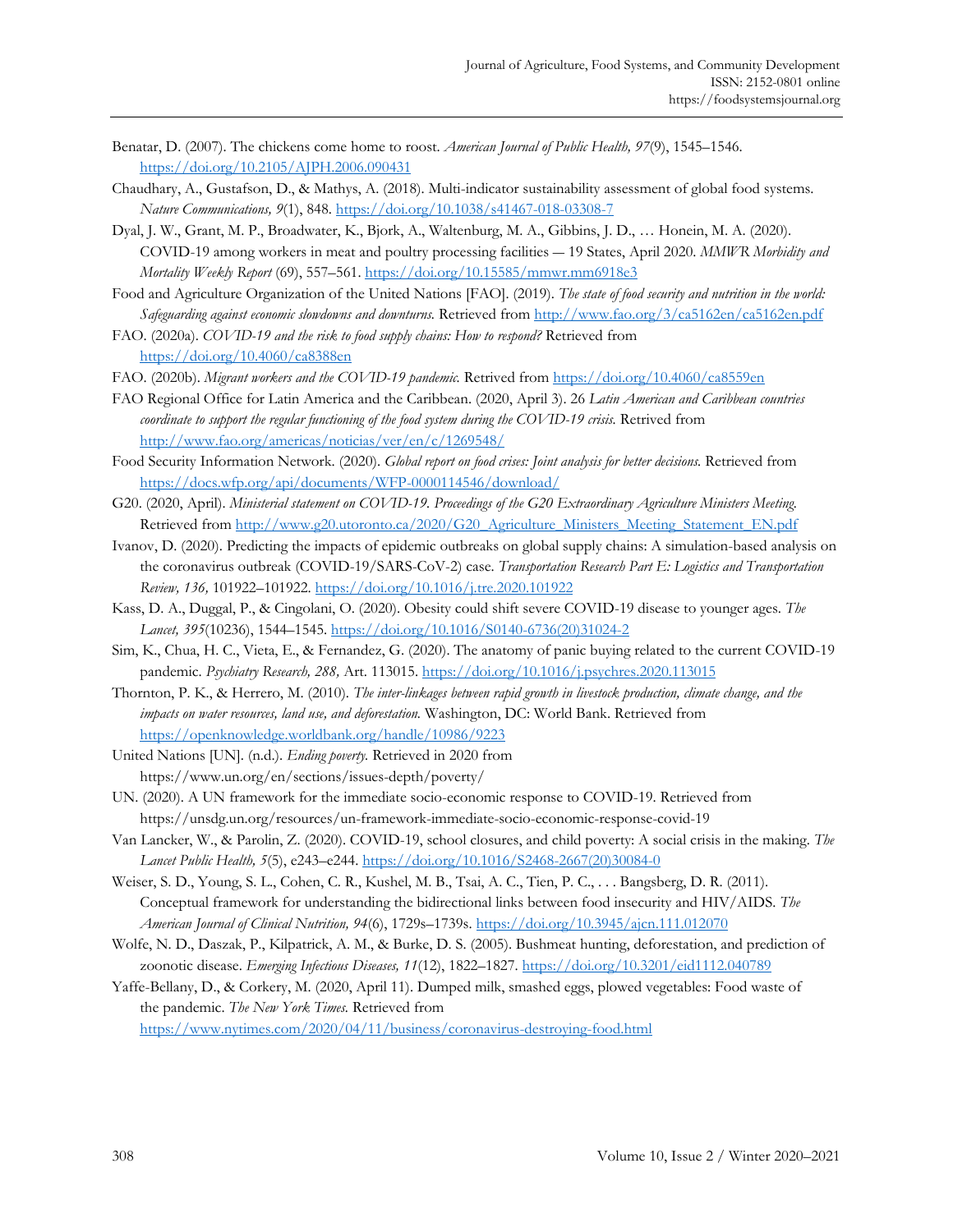Benatar, D. (2007). The chickens come home to roost. *American Journal of Public Health, 97*(9), 1545–1546. https://doi.org/10.2105/AJPH.2006.090431

Chaudhary, A., Gustafson, D., & Mathys, A. (2018). Multi-indicator sustainability assessment of global food systems. *Nature Communications, 9*(1), 848. https://doi.org/10.1038/s41467-018-03308-7

Dyal, J. W., Grant, M. P., Broadwater, K., Bjork, A., Waltenburg, M. A., Gibbins, J. D., … Honein, M. A. (2020). COVID-19 among workers in meat and poultry processing facilities ─ 19 States, April 2020. *MMWR Morbidity and Mortality Weekly Report* (69), 557–561. https://doi.org/10.15585/mmwr.mm6918e3

Food and Agriculture Organization of the United Nations [FAO]. (2019). *The state of food security and nutrition in the world: Safeguarding against economic slowdowns and downturns.* Retrieved from http://www.fao.org/3/ca5162en/ca5162en.pdf

FAO. (2020a). *COVID-19 and the risk to food supply chains: How to respond?* Retrieved from https://doi.org/10.4060/ca8388en

FAO. (2020b). *Migrant workers and the COVID-19 pandemic.* Retrived from https://doi.org/10.4060/ca8559en

FAO Regional Office for Latin America and the Caribbean. (2020, April 3). 26 *Latin American and Caribbean countries coordinate to support the regular functioning of the food system during the COVID-19 crisis.* Retrived from http://www.fao.org/americas/noticias/ver/en/c/1269548/

Food Security Information Network. (2020). *Global report on food crises: Joint analysis for better decisions.* Retrieved from https://docs.wfp.org/api/documents/WFP-0000114546/download/

G20. (2020, April). *Ministerial statement on COVID-19. Proceedings of the G20 Extraordinary Agriculture Ministers Meeting.* Retrieved from http://www.g20.utoronto.ca/2020/G20_Agriculture_Ministers_Meeting_Statement_EN.pdf

Ivanov, D. (2020). Predicting the impacts of epidemic outbreaks on global supply chains: A simulation-based analysis on the coronavirus outbreak (COVID-19/SARS-CoV-2) case. *Transportation Research Part E: Logistics and Transportation Review, 136,* 101922–101922. https://doi.org/10.1016/j.tre.2020.101922

Kass, D. A., Duggal, P., & Cingolani, O. (2020). Obesity could shift severe COVID-19 disease to younger ages. *The Lancet, 395*(10236), 1544–1545. https://doi.org/10.1016/S0140-6736(20)31024-2

Sim, K., Chua, H. C., Vieta, E., & Fernandez, G. (2020). The anatomy of panic buying related to the current COVID-19 pandemic. *Psychiatry Research, 288,* Art. 113015. https://doi.org/10.1016/j.psychres.2020.113015

Thornton, P. K., & Herrero, M. (2010). *The inter-linkages between rapid growth in livestock production, climate change, and the impacts on water resources, land use, and deforestation.* Washington, DC: World Bank. Retrieved from https://openknowledge.worldbank.org/handle/10986/9223

United Nations [UN]. (n.d.). *Ending poverty.* Retrieved in 2020 from https://www.un.org/en/sections/issues-depth/poverty/

UN. (2020). A UN framework for the immediate socio-economic response to COVID-19. Retrieved from https://unsdg.un.org/resources/un-framework-immediate-socio-economic-response-covid-19

Van Lancker, W., & Parolin, Z. (2020). COVID-19, school closures, and child poverty: A social crisis in the making. *The Lancet Public Health, 5*(5), e243–e244. https://doi.org/10.1016/S2468-2667(20)30084-0

Weiser, S. D., Young, S. L., Cohen, C. R., Kushel, M. B., Tsai, A. C., Tien, P. C., . . . Bangsberg, D. R. (2011). Conceptual framework for understanding the bidirectional links between food insecurity and HIV/AIDS. *The American Journal of Clinical Nutrition, 94*(6), 1729s–1739s. https://doi.org/10.3945/ajcn.111.012070

Wolfe, N. D., Daszak, P., Kilpatrick, A. M., & Burke, D. S. (2005). Bushmeat hunting, deforestation, and prediction of zoonotic disease. *Emerging Infectious Diseases, 11*(12), 1822–1827. https://doi.org/10.3201/eid1112.040789

Yaffe-Bellany, D., & Corkery, M. (2020, April 11). Dumped milk, smashed eggs, plowed vegetables: Food waste of the pandemic. *The New York Times.* Retrieved from https://www.nytimes.com/2020/04/11/business/coronavirus-destroying-food.html